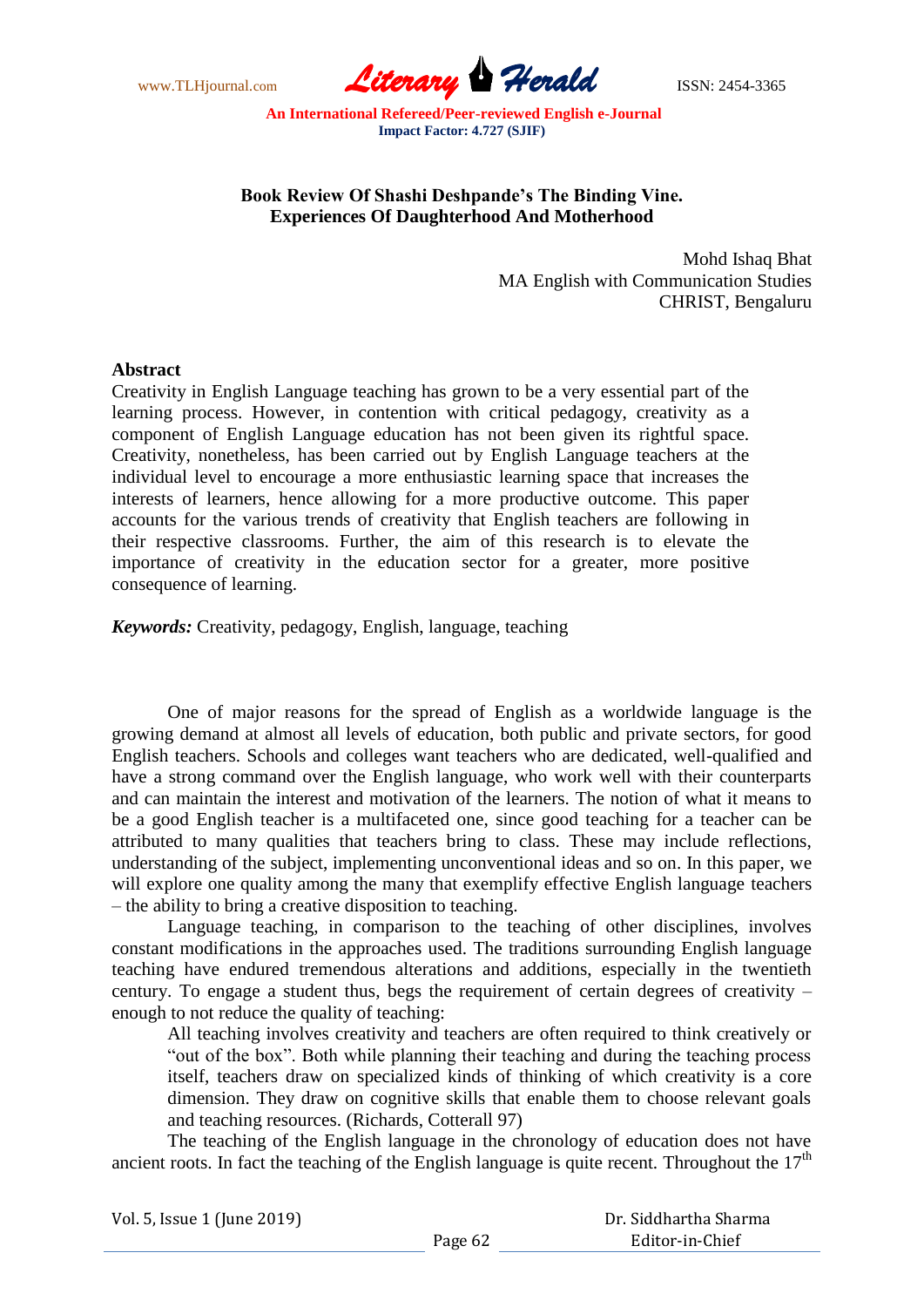**Book Review Of Shashi Deshpande's The Binding Vine. Experiences Of Daughterhood And Motherhood**

Mohd Ishaq Bhat
MA English with Communication Studies
CHRIST, Bengaluru

## Abstract

Creativity in English Language teaching has grown to be a very essential part of the learning process. However, in contention with critical pedagogy, creativity as a component of English Language education has not been given its rightful space. Creativity, nonetheless, has been carried out by English Language teachers at the individual level to encourage a more enthusiastic learning space that increases the interests of learners, hence allowing for a more productive outcome. This paper accounts for the various trends of creativity that English teachers are following in their respective classrooms. Further, the aim of this research is to elevate the importance of creativity in the education sector for a greater, more positive consequence of learning.

***Keywords:*** Creativity, pedagogy, English, language, teaching

One of major reasons for the spread of English as a worldwide language is the growing demand at almost all levels of education, both public and private sectors, for good English teachers. Schools and colleges want teachers who are dedicated, well-qualified and have a strong command over the English language, who work well with their counterparts and can maintain the interest and motivation of the learners. The notion of what it means to be a good English teacher is a multifaceted one, since good teaching for a teacher can be attributed to many qualities that teachers bring to class. These may include reflections, understanding of the subject, implementing unconventional ideas and so on. In this paper, we will explore one quality among the many that exemplify effective English language teachers – the ability to bring a creative disposition to teaching.

Language teaching, in comparison to the teaching of other disciplines, involves constant modifications in the approaches used. The traditions surrounding English language teaching have endured tremendous alterations and additions, especially in the twentieth century. To engage a student thus, begs the requirement of certain degrees of creativity – enough to not reduce the quality of teaching:

> All teaching involves creativity and teachers are often required to think creatively or "out of the box". Both while planning their teaching and during the teaching process itself, teachers draw on specialized kinds of thinking of which creativity is a core dimension. They draw on cognitive skills that enable them to choose relevant goals and teaching resources. (Richards, Cotterall 97)

The teaching of the English language in the chronology of education does not have ancient roots. In fact the teaching of the English language is quite recent. Throughout the 17th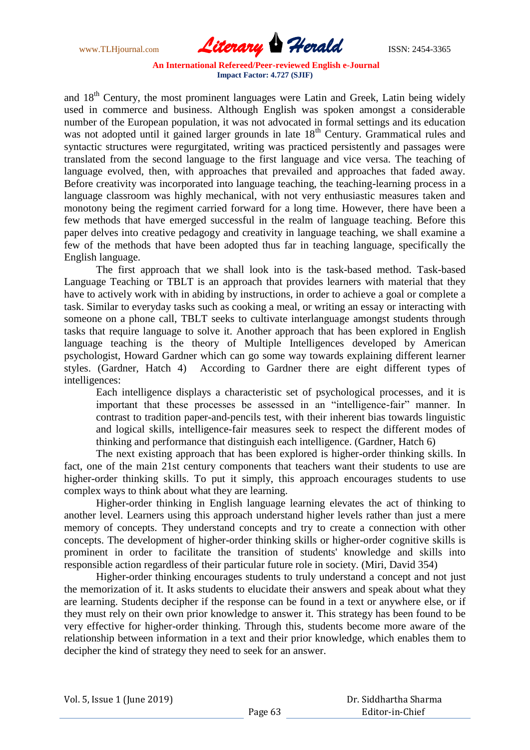and 18th Century, the most prominent languages were Latin and Greek, Latin being widely used in commerce and business. Although English was spoken amongst a considerable number of the European population, it was not advocated in formal settings and its education was not adopted until it gained larger grounds in late 18th Century. Grammatical rules and syntactic structures were regurgitated, writing was practiced persistently and passages were translated from the second language to the first language and vice versa. The teaching of language evolved, then, with approaches that prevailed and approaches that faded away. Before creativity was incorporated into language teaching, the teaching-learning process in a language classroom was highly mechanical, with not very enthusiastic measures taken and monotony being the regiment carried forward for a long time. However, there have been a few methods that have emerged successful in the realm of language teaching. Before this paper delves into creative pedagogy and creativity in language teaching, we shall examine a few of the methods that have been adopted thus far in teaching language, specifically the English language.

The first approach that we shall look into is the task-based method. Task-based Language Teaching or TBLT is an approach that provides learners with material that they have to actively work with in abiding by instructions, in order to achieve a goal or complete a task. Similar to everyday tasks such as cooking a meal, or writing an essay or interacting with someone on a phone call, TBLT seeks to cultivate interlanguage amongst students through tasks that require language to solve it. Another approach that has been explored in English language teaching is the theory of Multiple Intelligences developed by American psychologist, Howard Gardner which can go some way towards explaining different learner styles. (Gardner, Hatch 4) According to Gardner there are eight different types of intelligences:

> Each intelligence displays a characteristic set of psychological processes, and it is important that these processes be assessed in an "intelligence-fair" manner. In contrast to tradition paper-and-pencils test, with their inherent bias towards linguistic and logical skills, intelligence-fair measures seek to respect the different modes of thinking and performance that distinguish each intelligence. (Gardner, Hatch 6)

The next existing approach that has been explored is higher-order thinking skills. In fact, one of the main 21st century components that teachers want their students to use are higher-order thinking skills. To put it simply, this approach encourages students to use complex ways to think about what they are learning.

Higher-order thinking in English language learning elevates the act of thinking to another level. Learners using this approach understand higher levels rather than just a mere memory of concepts. They understand concepts and try to create a connection with other concepts. The development of higher-order thinking skills or higher-order cognitive skills is prominent in order to facilitate the transition of students' knowledge and skills into responsible action regardless of their particular future role in society. (Miri, David 354)

Higher-order thinking encourages students to truly understand a concept and not just the memorization of it. It asks students to elucidate their answers and speak about what they are learning. Students decipher if the response can be found in a text or anywhere else, or if they must rely on their own prior knowledge to answer it. This strategy has been found to be very effective for higher-order thinking. Through this, students become more aware of the relationship between information in a text and their prior knowledge, which enables them to decipher the kind of strategy they need to seek for an answer.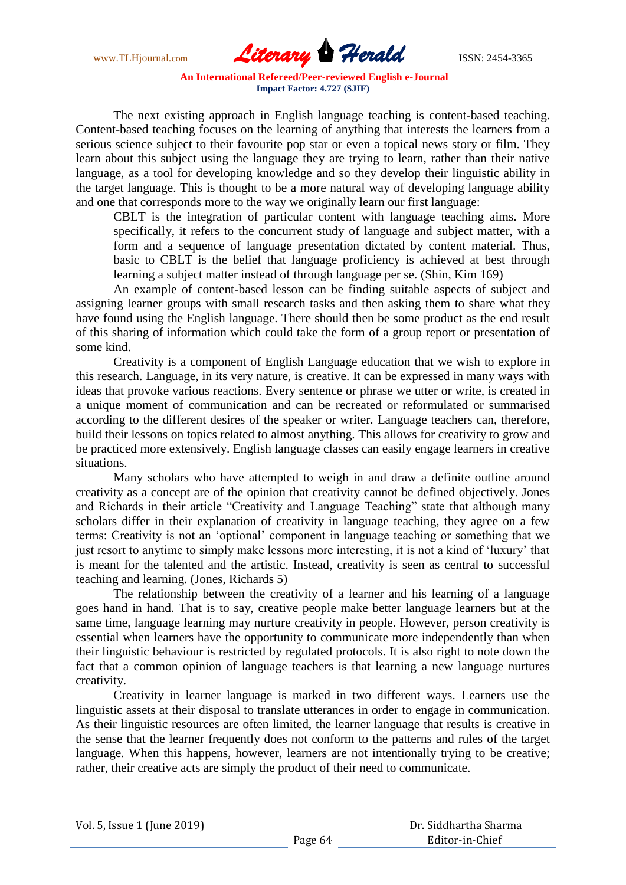The next existing approach in English language teaching is content-based teaching. Content-based teaching focuses on the learning of anything that interests the learners from a serious science subject to their favourite pop star or even a topical news story or film. They learn about this subject using the language they are trying to learn, rather than their native language, as a tool for developing knowledge and so they develop their linguistic ability in the target language. This is thought to be a more natural way of developing language ability and one that corresponds more to the way we originally learn our first language:

> CBLT is the integration of particular content with language teaching aims. More specifically, it refers to the concurrent study of language and subject matter, with a form and a sequence of language presentation dictated by content material. Thus, basic to CBLT is the belief that language proficiency is achieved at best through learning a subject matter instead of through language per se. (Shin, Kim 169)

An example of content-based lesson can be finding suitable aspects of subject and assigning learner groups with small research tasks and then asking them to share what they have found using the English language. There should then be some product as the end result of this sharing of information which could take the form of a group report or presentation of some kind.

Creativity is a component of English Language education that we wish to explore in this research. Language, in its very nature, is creative. It can be expressed in many ways with ideas that provoke various reactions. Every sentence or phrase we utter or write, is created in a unique moment of communication and can be recreated or reformulated or summarised according to the different desires of the speaker or writer. Language teachers can, therefore, build their lessons on topics related to almost anything. This allows for creativity to grow and be practiced more extensively. English language classes can easily engage learners in creative situations.

Many scholars who have attempted to weigh in and draw a definite outline around creativity as a concept are of the opinion that creativity cannot be defined objectively. Jones and Richards in their article "Creativity and Language Teaching" state that although many scholars differ in their explanation of creativity in language teaching, they agree on a few terms: Creativity is not an 'optional' component in language teaching or something that we just resort to anytime to simply make lessons more interesting, it is not a kind of 'luxury' that is meant for the talented and the artistic. Instead, creativity is seen as central to successful teaching and learning. (Jones, Richards 5)

The relationship between the creativity of a learner and his learning of a language goes hand in hand. That is to say, creative people make better language learners but at the same time, language learning may nurture creativity in people. However, person creativity is essential when learners have the opportunity to communicate more independently than when their linguistic behaviour is restricted by regulated protocols. It is also right to note down the fact that a common opinion of language teachers is that learning a new language nurtures creativity.

Creativity in learner language is marked in two different ways. Learners use the linguistic assets at their disposal to translate utterances in order to engage in communication. As their linguistic resources are often limited, the learner language that results is creative in the sense that the learner frequently does not conform to the patterns and rules of the target language. When this happens, however, learners are not intentionally trying to be creative; rather, their creative acts are simply the product of their need to communicate.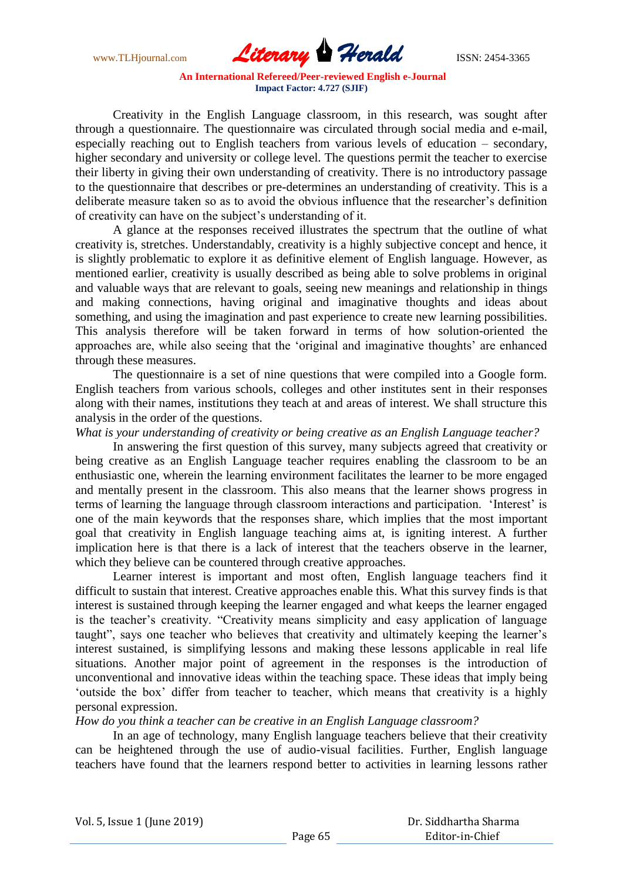Creativity in the English Language classroom, in this research, was sought after through a questionnaire. The questionnaire was circulated through social media and e-mail, especially reaching out to English teachers from various levels of education – secondary, higher secondary and university or college level. The questions permit the teacher to exercise their liberty in giving their own understanding of creativity. There is no introductory passage to the questionnaire that describes or pre-determines an understanding of creativity. This is a deliberate measure taken so as to avoid the obvious influence that the researcher's definition of creativity can have on the subject's understanding of it.

A glance at the responses received illustrates the spectrum that the outline of what creativity is, stretches. Understandably, creativity is a highly subjective concept and hence, it is slightly problematic to explore it as definitive element of English language. However, as mentioned earlier, creativity is usually described as being able to solve problems in original and valuable ways that are relevant to goals, seeing new meanings and relationship in things and making connections, having original and imaginative thoughts and ideas about something, and using the imagination and past experience to create new learning possibilities. This analysis therefore will be taken forward in terms of how solution-oriented the approaches are, while also seeing that the 'original and imaginative thoughts' are enhanced through these measures.

The questionnaire is a set of nine questions that were compiled into a Google form. English teachers from various schools, colleges and other institutes sent in their responses along with their names, institutions they teach at and areas of interest. We shall structure this analysis in the order of the questions.

*What is your understanding of creativity or being creative as an English Language teacher?*

In answering the first question of this survey, many subjects agreed that creativity or being creative as an English Language teacher requires enabling the classroom to be an enthusiastic one, wherein the learning environment facilitates the learner to be more engaged and mentally present in the classroom. This also means that the learner shows progress in terms of learning the language through classroom interactions and participation. 'Interest' is one of the main keywords that the responses share, which implies that the most important goal that creativity in English language teaching aims at, is igniting interest. A further implication here is that there is a lack of interest that the teachers observe in the learner, which they believe can be countered through creative approaches.

Learner interest is important and most often, English language teachers find it difficult to sustain that interest. Creative approaches enable this. What this survey finds is that interest is sustained through keeping the learner engaged and what keeps the learner engaged is the teacher's creativity. "Creativity means simplicity and easy application of language taught", says one teacher who believes that creativity and ultimately keeping the learner's interest sustained, is simplifying lessons and making these lessons applicable in real life situations. Another major point of agreement in the responses is the introduction of unconventional and innovative ideas within the teaching space. These ideas that imply being 'outside the box' differ from teacher to teacher, which means that creativity is a highly personal expression.

*How do you think a teacher can be creative in an English Language classroom?*

In an age of technology, many English language teachers believe that their creativity can be heightened through the use of audio-visual facilities. Further, English language teachers have found that the learners respond better to activities in learning lessons rather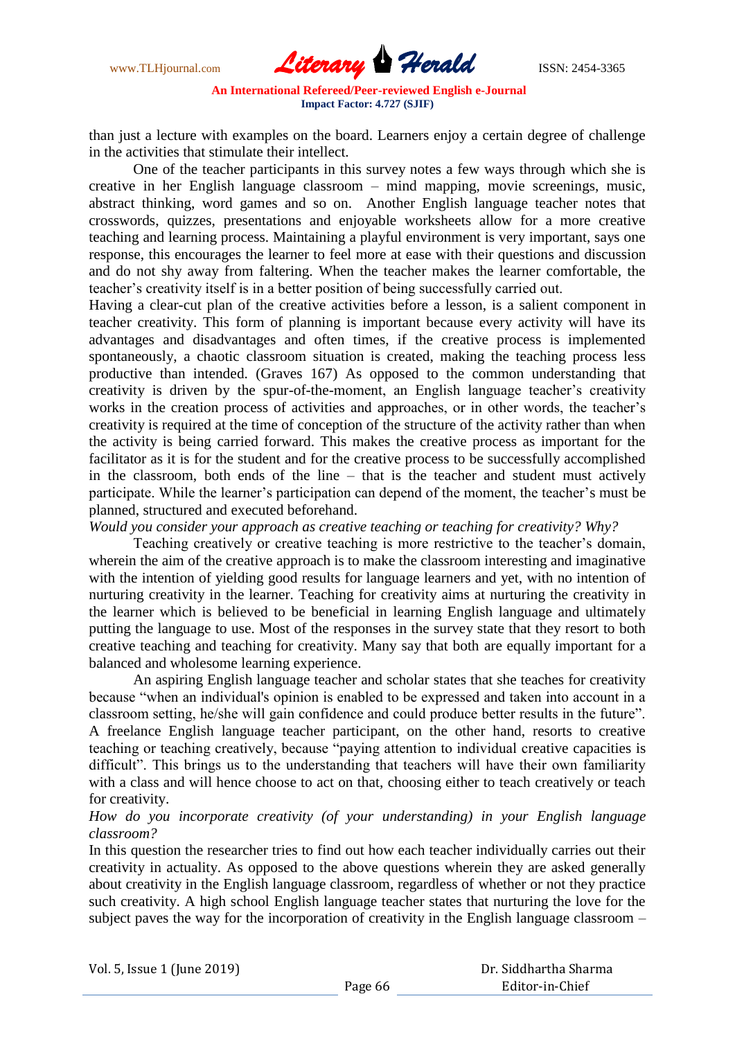than just a lecture with examples on the board. Learners enjoy a certain degree of challenge in the activities that stimulate their intellect.

One of the teacher participants in this survey notes a few ways through which she is creative in her English language classroom – mind mapping, movie screenings, music, abstract thinking, word games and so on. Another English language teacher notes that crosswords, quizzes, presentations and enjoyable worksheets allow for a more creative teaching and learning process. Maintaining a playful environment is very important, says one response, this encourages the learner to feel more at ease with their questions and discussion and do not shy away from faltering. When the teacher makes the learner comfortable, the teacher's creativity itself is in a better position of being successfully carried out.

Having a clear-cut plan of the creative activities before a lesson, is a salient component in teacher creativity. This form of planning is important because every activity will have its advantages and disadvantages and often times, if the creative process is implemented spontaneously, a chaotic classroom situation is created, making the teaching process less productive than intended. (Graves 167) As opposed to the common understanding that creativity is driven by the spur-of-the-moment, an English language teacher's creativity works in the creation process of activities and approaches, or in other words, the teacher's creativity is required at the time of conception of the structure of the activity rather than when the activity is being carried forward. This makes the creative process as important for the facilitator as it is for the student and for the creative process to be successfully accomplished in the classroom, both ends of the line – that is the teacher and student must actively participate. While the learner's participation can depend of the moment, the teacher's must be planned, structured and executed beforehand.

*Would you consider your approach as creative teaching or teaching for creativity? Why?*

Teaching creatively or creative teaching is more restrictive to the teacher's domain, wherein the aim of the creative approach is to make the classroom interesting and imaginative with the intention of yielding good results for language learners and yet, with no intention of nurturing creativity in the learner. Teaching for creativity aims at nurturing the creativity in the learner which is believed to be beneficial in learning English language and ultimately putting the language to use. Most of the responses in the survey state that they resort to both creative teaching and teaching for creativity. Many say that both are equally important for a balanced and wholesome learning experience.

An aspiring English language teacher and scholar states that she teaches for creativity because "when an individual's opinion is enabled to be expressed and taken into account in a classroom setting, he/she will gain confidence and could produce better results in the future". A freelance English language teacher participant, on the other hand, resorts to creative teaching or teaching creatively, because "paying attention to individual creative capacities is difficult". This brings us to the understanding that teachers will have their own familiarity with a class and will hence choose to act on that, choosing either to teach creatively or teach for creativity.

*How do you incorporate creativity (of your understanding) in your English language classroom?*

In this question the researcher tries to find out how each teacher individually carries out their creativity in actuality. As opposed to the above questions wherein they are asked generally about creativity in the English language classroom, regardless of whether or not they practice such creativity. A high school English language teacher states that nurturing the love for the subject paves the way for the incorporation of creativity in the English language classroom –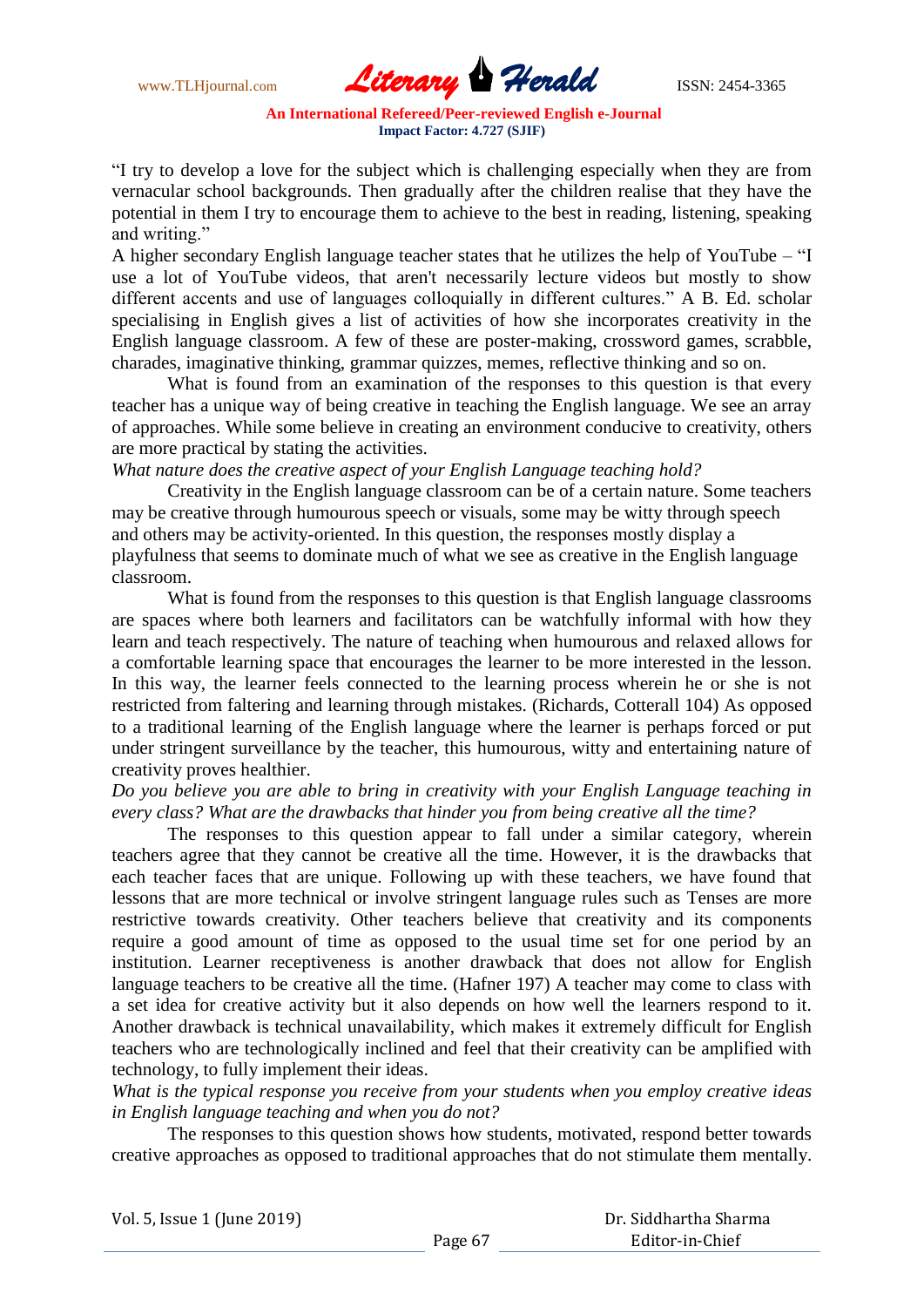"I try to develop a love for the subject which is challenging especially when they are from vernacular school backgrounds. Then gradually after the children realise that they have the potential in them I try to encourage them to achieve to the best in reading, listening, speaking and writing."

A higher secondary English language teacher states that he utilizes the help of YouTube – "I use a lot of YouTube videos, that aren't necessarily lecture videos but mostly to show different accents and use of languages colloquially in different cultures." A B. Ed. scholar specialising in English gives a list of activities of how she incorporates creativity in the English language classroom. A few of these are poster-making, crossword games, scrabble, charades, imaginative thinking, grammar quizzes, memes, reflective thinking and so on.

What is found from an examination of the responses to this question is that every teacher has a unique way of being creative in teaching the English language. We see an array of approaches. While some believe in creating an environment conducive to creativity, others are more practical by stating the activities.

*What nature does the creative aspect of your English Language teaching hold?*

Creativity in the English language classroom can be of a certain nature. Some teachers may be creative through humourous speech or visuals, some may be witty through speech and others may be activity-oriented. In this question, the responses mostly display a playfulness that seems to dominate much of what we see as creative in the English language classroom.

What is found from the responses to this question is that English language classrooms are spaces where both learners and facilitators can be watchfully informal with how they learn and teach respectively. The nature of teaching when humourous and relaxed allows for a comfortable learning space that encourages the learner to be more interested in the lesson. In this way, the learner feels connected to the learning process wherein he or she is not restricted from faltering and learning through mistakes. (Richards, Cotterall 104) As opposed to a traditional learning of the English language where the learner is perhaps forced or put under stringent surveillance by the teacher, this humourous, witty and entertaining nature of creativity proves healthier.

*Do you believe you are able to bring in creativity with your English Language teaching in every class? What are the drawbacks that hinder you from being creative all the time?*

The responses to this question appear to fall under a similar category, wherein teachers agree that they cannot be creative all the time. However, it is the drawbacks that each teacher faces that are unique. Following up with these teachers, we have found that lessons that are more technical or involve stringent language rules such as Tenses are more restrictive towards creativity. Other teachers believe that creativity and its components require a good amount of time as opposed to the usual time set for one period by an institution. Learner receptiveness is another drawback that does not allow for English language teachers to be creative all the time. (Hafner 197) A teacher may come to class with a set idea for creative activity but it also depends on how well the learners respond to it. Another drawback is technical unavailability, which makes it extremely difficult for English teachers who are technologically inclined and feel that their creativity can be amplified with technology, to fully implement their ideas.

*What is the typical response you receive from your students when you employ creative ideas in English language teaching and when you do not?*

The responses to this question shows how students, motivated, respond better towards creative approaches as opposed to traditional approaches that do not stimulate them mentally.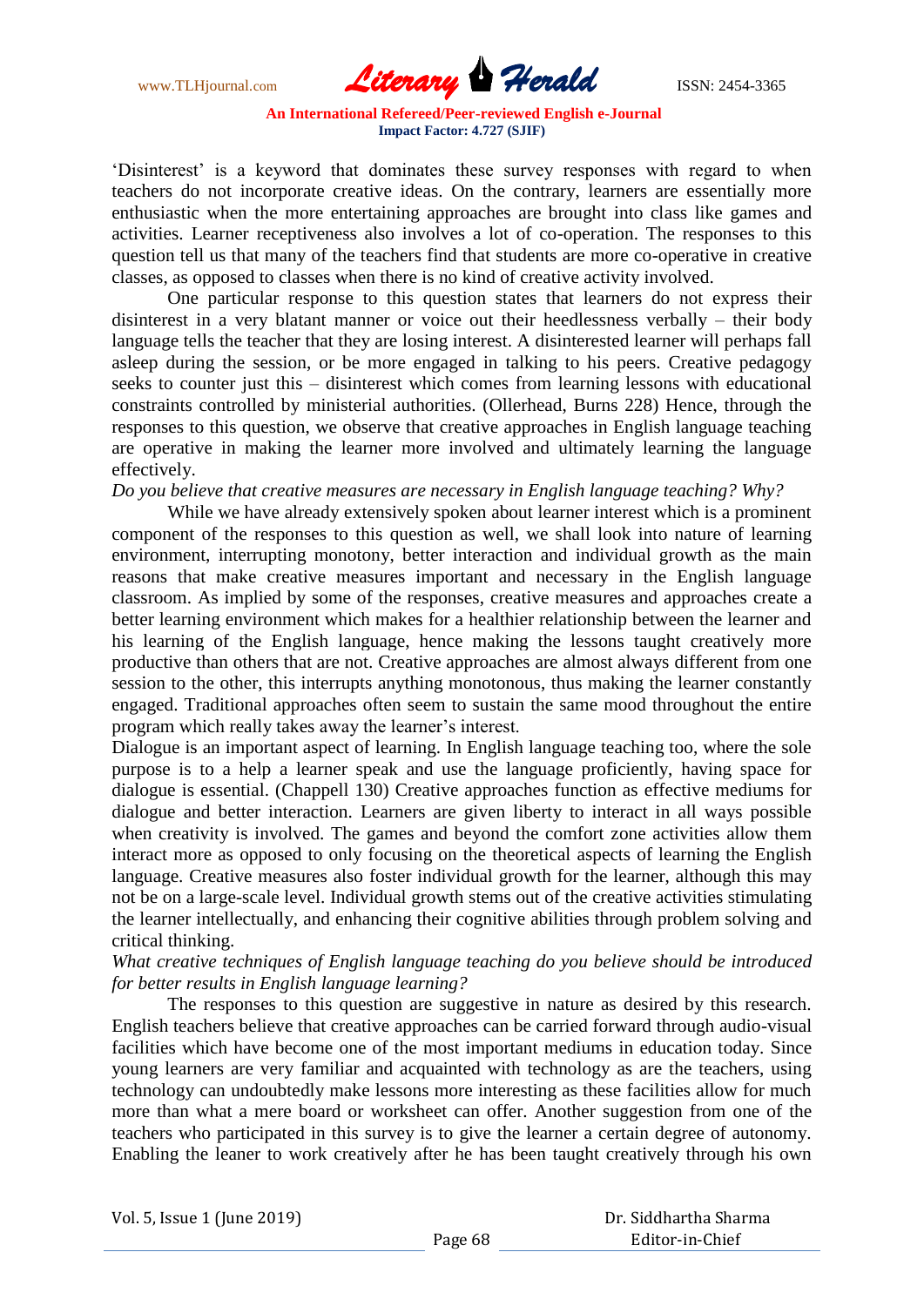'Disinterest' is a keyword that dominates these survey responses with regard to when teachers do not incorporate creative ideas. On the contrary, learners are essentially more enthusiastic when the more entertaining approaches are brought into class like games and activities. Learner receptiveness also involves a lot of co-operation. The responses to this question tell us that many of the teachers find that students are more co-operative in creative classes, as opposed to classes when there is no kind of creative activity involved.

One particular response to this question states that learners do not express their disinterest in a very blatant manner or voice out their heedlessness verbally – their body language tells the teacher that they are losing interest. A disinterested learner will perhaps fall asleep during the session, or be more engaged in talking to his peers. Creative pedagogy seeks to counter just this – disinterest which comes from learning lessons with educational constraints controlled by ministerial authorities. (Ollerhead, Burns 228) Hence, through the responses to this question, we observe that creative approaches in English language teaching are operative in making the learner more involved and ultimately learning the language effectively.

*Do you believe that creative measures are necessary in English language teaching? Why?*

While we have already extensively spoken about learner interest which is a prominent component of the responses to this question as well, we shall look into nature of learning environment, interrupting monotony, better interaction and individual growth as the main reasons that make creative measures important and necessary in the English language classroom. As implied by some of the responses, creative measures and approaches create a better learning environment which makes for a healthier relationship between the learner and his learning of the English language, hence making the lessons taught creatively more productive than others that are not. Creative approaches are almost always different from one session to the other, this interrupts anything monotonous, thus making the learner constantly engaged. Traditional approaches often seem to sustain the same mood throughout the entire program which really takes away the learner's interest.

Dialogue is an important aspect of learning. In English language teaching too, where the sole purpose is to a help a learner speak and use the language proficiently, having space for dialogue is essential. (Chappell 130) Creative approaches function as effective mediums for dialogue and better interaction. Learners are given liberty to interact in all ways possible when creativity is involved. The games and beyond the comfort zone activities allow them interact more as opposed to only focusing on the theoretical aspects of learning the English language. Creative measures also foster individual growth for the learner, although this may not be on a large-scale level. Individual growth stems out of the creative activities stimulating the learner intellectually, and enhancing their cognitive abilities through problem solving and critical thinking.

*What creative techniques of English language teaching do you believe should be introduced for better results in English language learning?*

The responses to this question are suggestive in nature as desired by this research. English teachers believe that creative approaches can be carried forward through audio-visual facilities which have become one of the most important mediums in education today. Since young learners are very familiar and acquainted with technology as are the teachers, using technology can undoubtedly make lessons more interesting as these facilities allow for much more than what a mere board or worksheet can offer. Another suggestion from one of the teachers who participated in this survey is to give the learner a certain degree of autonomy. Enabling the leaner to work creatively after he has been taught creatively through his own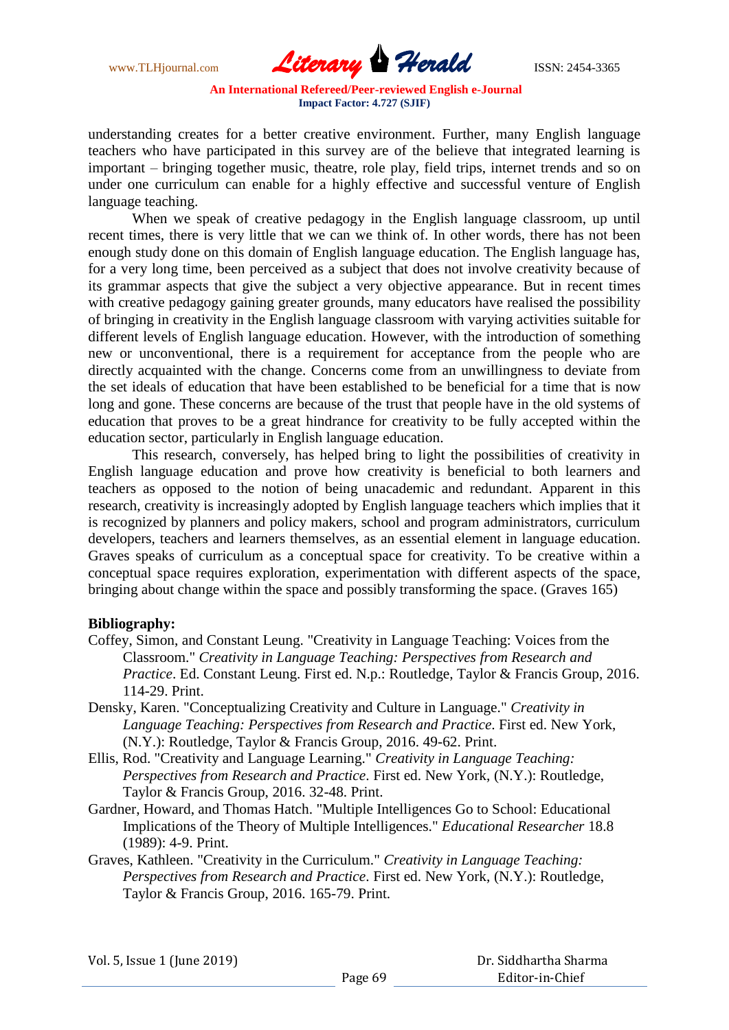understanding creates for a better creative environment. Further, many English language teachers who have participated in this survey are of the believe that integrated learning is important – bringing together music, theatre, role play, field trips, internet trends and so on under one curriculum can enable for a highly effective and successful venture of English language teaching.

When we speak of creative pedagogy in the English language classroom, up until recent times, there is very little that we can we think of. In other words, there has not been enough study done on this domain of English language education. The English language has, for a very long time, been perceived as a subject that does not involve creativity because of its grammar aspects that give the subject a very objective appearance. But in recent times with creative pedagogy gaining greater grounds, many educators have realised the possibility of bringing in creativity in the English language classroom with varying activities suitable for different levels of English language education. However, with the introduction of something new or unconventional, there is a requirement for acceptance from the people who are directly acquainted with the change. Concerns come from an unwillingness to deviate from the set ideals of education that have been established to be beneficial for a time that is now long and gone. These concerns are because of the trust that people have in the old systems of education that proves to be a great hindrance for creativity to be fully accepted within the education sector, particularly in English language education.

This research, conversely, has helped bring to light the possibilities of creativity in English language education and prove how creativity is beneficial to both learners and teachers as opposed to the notion of being unacademic and redundant. Apparent in this research, creativity is increasingly adopted by English language teachers which implies that it is recognized by planners and policy makers, school and program administrators, curriculum developers, teachers and learners themselves, as an essential element in language education. Graves speaks of curriculum as a conceptual space for creativity. To be creative within a conceptual space requires exploration, experimentation with different aspects of the space, bringing about change within the space and possibly transforming the space. (Graves 165)

**Bibliography:**

Coffey, Simon, and Constant Leung. "Creativity in Language Teaching: Voices from the Classroom." *Creativity in Language Teaching: Perspectives from Research and Practice*. Ed. Constant Leung. First ed. N.p.: Routledge, Taylor & Francis Group, 2016. 114-29. Print.

Densky, Karen. "Conceptualizing Creativity and Culture in Language." *Creativity in Language Teaching: Perspectives from Research and Practice*. First ed. New York, (N.Y.): Routledge, Taylor & Francis Group, 2016. 49-62. Print.

Ellis, Rod. "Creativity and Language Learning." *Creativity in Language Teaching: Perspectives from Research and Practice*. First ed. New York, (N.Y.): Routledge, Taylor & Francis Group, 2016. 32-48. Print.

Gardner, Howard, and Thomas Hatch. "Multiple Intelligences Go to School: Educational Implications of the Theory of Multiple Intelligences." *Educational Researcher* 18.8 (1989): 4-9. Print.

Graves, Kathleen. "Creativity in the Curriculum." *Creativity in Language Teaching: Perspectives from Research and Practice*. First ed. New York, (N.Y.): Routledge, Taylor & Francis Group, 2016. 165-79. Print.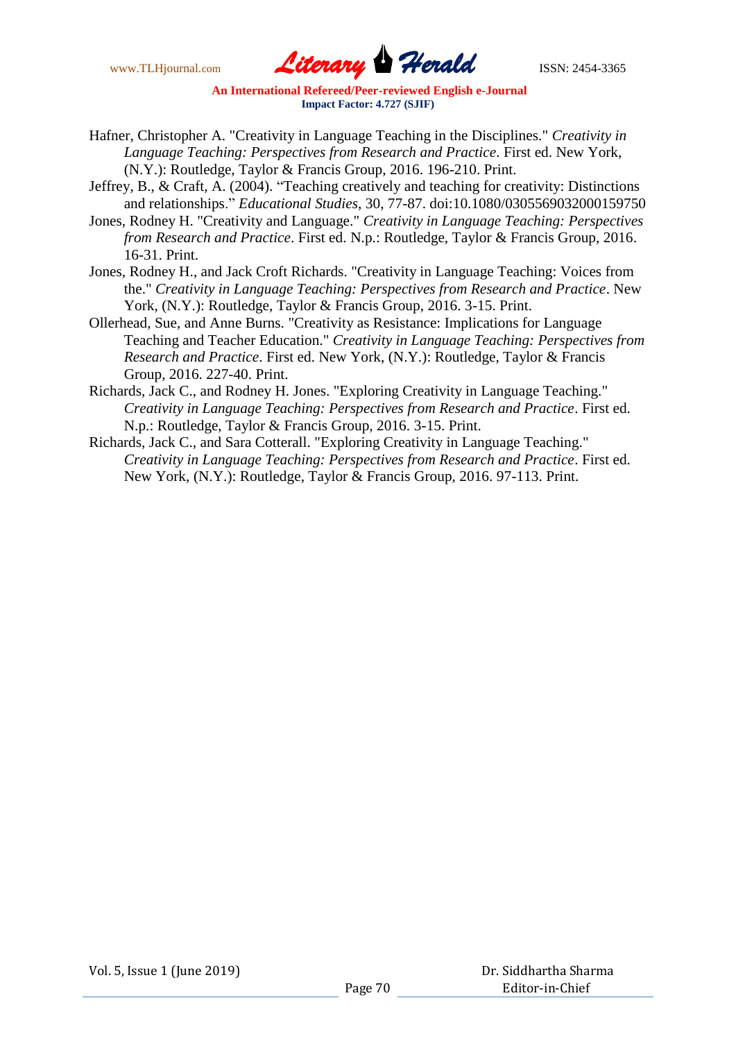Hafner, Christopher A. "Creativity in Language Teaching in the Disciplines." *Creativity in Language Teaching: Perspectives from Research and Practice*. First ed. New York, (N.Y.): Routledge, Taylor & Francis Group, 2016. 196-210. Print.

Jeffrey, B., & Craft, A. (2004). "Teaching creatively and teaching for creativity: Distinctions and relationships." *Educational Studies*, 30, 77-87. doi:10.1080/0305569032000159750

Jones, Rodney H. "Creativity and Language." *Creativity in Language Teaching: Perspectives from Research and Practice*. First ed. N.p.: Routledge, Taylor & Francis Group, 2016. 16-31. Print.

Jones, Rodney H., and Jack Croft Richards. "Creativity in Language Teaching: Voices from the." *Creativity in Language Teaching: Perspectives from Research and Practice*. New York, (N.Y.): Routledge, Taylor & Francis Group, 2016. 3-15. Print.

Ollerhead, Sue, and Anne Burns. "Creativity as Resistance: Implications for Language Teaching and Teacher Education." *Creativity in Language Teaching: Perspectives from Research and Practice*. First ed. New York, (N.Y.): Routledge, Taylor & Francis Group, 2016. 227-40. Print.

Richards, Jack C., and Rodney H. Jones. "Exploring Creativity in Language Teaching." *Creativity in Language Teaching: Perspectives from Research and Practice*. First ed. N.p.: Routledge, Taylor & Francis Group, 2016. 3-15. Print.

Richards, Jack C., and Sara Cotterall. "Exploring Creativity in Language Teaching." *Creativity in Language Teaching: Perspectives from Research and Practice*. First ed. New York, (N.Y.): Routledge, Taylor & Francis Group, 2016. 97-113. Print.